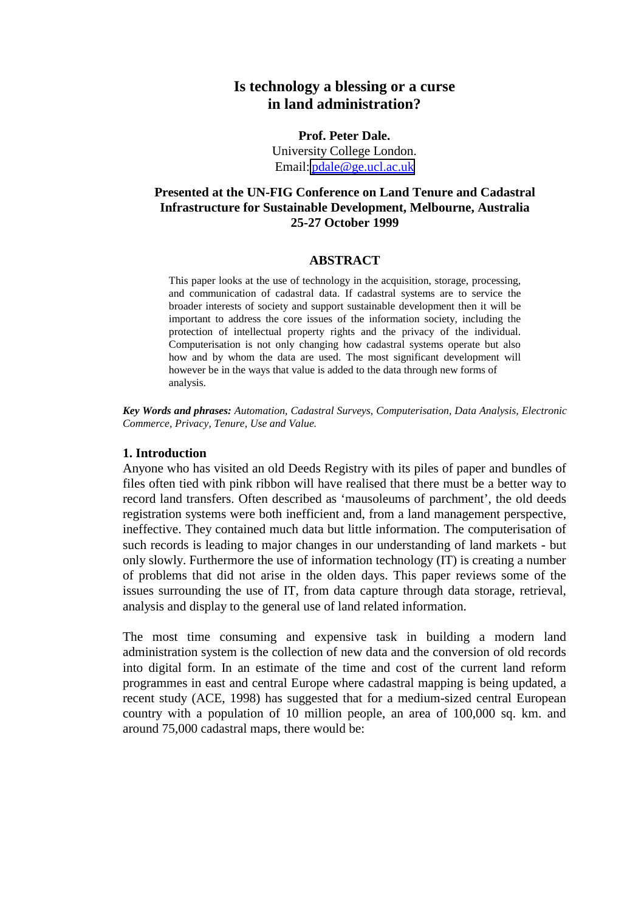# Is technology a blessing or a curse in land administration?

**Prof. Peter Dale.**
University College London.
Email: [pdale@ge.ucl.ac.uk](mailto:pdale@ge.ucl.ac.uk)

**Presented at the UN-FIG Conference on Land Tenure and Cadastral Infrastructure for Sustainable Development, Melbourne, Australia 25-27 October 1999**

## ABSTRACT

This paper looks at the use of technology in the acquisition, storage, processing, and communication of cadastral data. If cadastral systems are to service the broader interests of society and support sustainable development then it will be important to address the core issues of the information society, including the protection of intellectual property rights and the privacy of the individual. Computerisation is not only changing how cadastral systems operate but also how and by whom the data are used. The most significant development will however be in the ways that value is added to the data through new forms of analysis.

***Key Words and phrases:*** *Automation, Cadastral Surveys, Computerisation, Data Analysis, Electronic Commerce, Privacy, Tenure, Use and Value.*

## 1. Introduction

Anyone who has visited an old Deeds Registry with its piles of paper and bundles of files often tied with pink ribbon will have realised that there must be a better way to record land transfers. Often described as 'mausoleums of parchment', the old deeds registration systems were both inefficient and, from a land management perspective, ineffective. They contained much data but little information. The computerisation of such records is leading to major changes in our understanding of land markets - but only slowly. Furthermore the use of information technology (IT) is creating a number of problems that did not arise in the olden days. This paper reviews some of the issues surrounding the use of IT, from data capture through data storage, retrieval, analysis and display to the general use of land related information.

The most time consuming and expensive task in building a modern land administration system is the collection of new data and the conversion of old records into digital form. In an estimate of the time and cost of the current land reform programmes in east and central Europe where cadastral mapping is being updated, a recent study (ACE, 1998) has suggested that for a medium-sized central European country with a population of 10 million people, an area of 100,000 sq. km. and around 75,000 cadastral maps, there would be: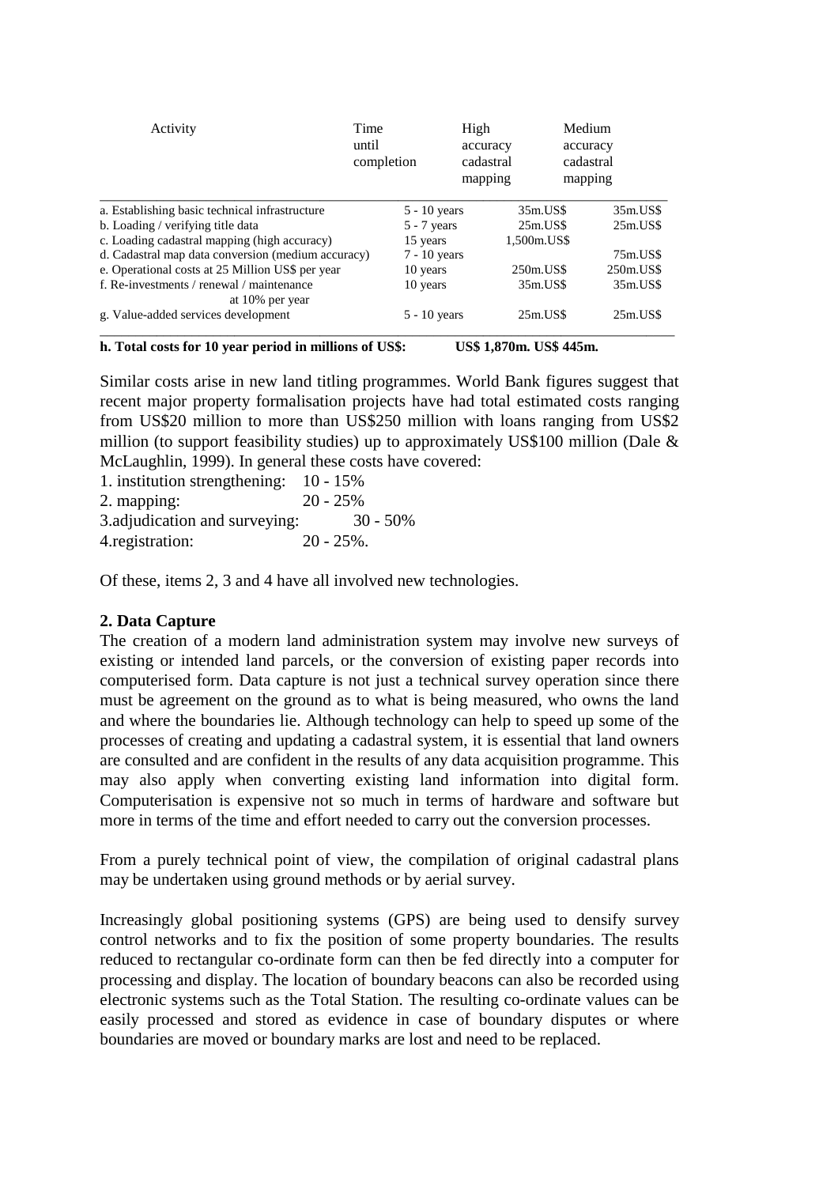| Activity | Time until completion | High accuracy cadastral mapping | Medium accuracy cadastral mapping |
|---|---|---|---|
| a. Establishing basic technical infrastructure | 5 - 10 years | 35m.US$ | 35m.US$ |
| b. Loading / verifying title data | 5 - 7 years | 25m.US$ | 25m.US$ |
| c. Loading cadastral mapping (high accuracy) | 15 years | 1,500m.US$ | |
| d. Cadastral map data conversion (medium accuracy) | 7 - 10 years | | 75m.US$ |
| e. Operational costs at 25 Million US$ per year | 10 years | 250m.US$ | 250m.US$ |
| f. Re-investments / renewal / maintenance at 10% per year | 10 years | 35m.US$ | 35m.US$ |
| g. Value-added services development | 5 - 10 years | 25m.US$ | 25m.US$ |
| **h. Total costs for 10 year period in millions of US$:** | | **US$ 1,870m.** | **US$ 445m.** |

Similar costs arise in new land titling programmes. World Bank figures suggest that recent major property formalisation projects have had total estimated costs ranging from US$20 million to more than US$250 million with loans ranging from US$2 million (to support feasibility studies) up to approximately US$100 million (Dale & McLaughlin, 1999). In general these costs have covered:

1. institution strengthening: 10 - 15%
2. mapping: 20 - 25%
3. adjudication and surveying: 30 - 50%
4. registration: 20 - 25%.

Of these, items 2, 3 and 4 have all involved new technologies.

**2. Data Capture**

The creation of a modern land administration system may involve new surveys of existing or intended land parcels, or the conversion of existing paper records into computerised form. Data capture is not just a technical survey operation since there must be agreement on the ground as to what is being measured, who owns the land and where the boundaries lie. Although technology can help to speed up some of the processes of creating and updating a cadastral system, it is essential that land owners are consulted and are confident in the results of any data acquisition programme. This may also apply when converting existing land information into digital form. Computerisation is expensive not so much in terms of hardware and software but more in terms of the time and effort needed to carry out the conversion processes.

From a purely technical point of view, the compilation of original cadastral plans may be undertaken using ground methods or by aerial survey.

Increasingly global positioning systems (GPS) are being used to densify survey control networks and to fix the position of some property boundaries. The results reduced to rectangular co-ordinate form can then be fed directly into a computer for processing and display. The location of boundary beacons can also be recorded using electronic systems such as the Total Station. The resulting co-ordinate values can be easily processed and stored as evidence in case of boundary disputes or where boundaries are moved or boundary marks are lost and need to be replaced.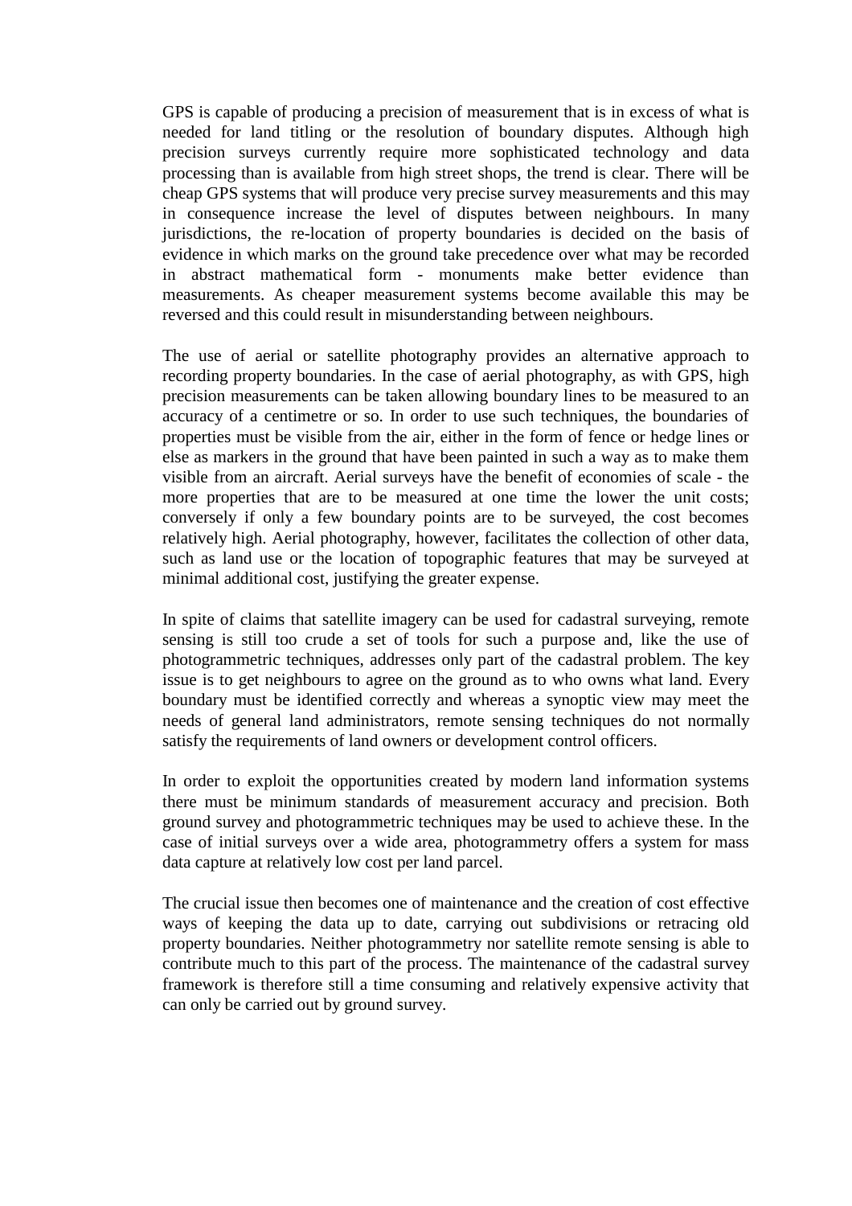GPS is capable of producing a precision of measurement that is in excess of what is needed for land titling or the resolution of boundary disputes. Although high precision surveys currently require more sophisticated technology and data processing than is available from high street shops, the trend is clear. There will be cheap GPS systems that will produce very precise survey measurements and this may in consequence increase the level of disputes between neighbours. In many jurisdictions, the re-location of property boundaries is decided on the basis of evidence in which marks on the ground take precedence over what may be recorded in abstract mathematical form - monuments make better evidence than measurements. As cheaper measurement systems become available this may be reversed and this could result in misunderstanding between neighbours.

The use of aerial or satellite photography provides an alternative approach to recording property boundaries. In the case of aerial photography, as with GPS, high precision measurements can be taken allowing boundary lines to be measured to an accuracy of a centimetre or so. In order to use such techniques, the boundaries of properties must be visible from the air, either in the form of fence or hedge lines or else as markers in the ground that have been painted in such a way as to make them visible from an aircraft. Aerial surveys have the benefit of economies of scale - the more properties that are to be measured at one time the lower the unit costs; conversely if only a few boundary points are to be surveyed, the cost becomes relatively high. Aerial photography, however, facilitates the collection of other data, such as land use or the location of topographic features that may be surveyed at minimal additional cost, justifying the greater expense.

In spite of claims that satellite imagery can be used for cadastral surveying, remote sensing is still too crude a set of tools for such a purpose and, like the use of photogrammetric techniques, addresses only part of the cadastral problem. The key issue is to get neighbours to agree on the ground as to who owns what land. Every boundary must be identified correctly and whereas a synoptic view may meet the needs of general land administrators, remote sensing techniques do not normally satisfy the requirements of land owners or development control officers.

In order to exploit the opportunities created by modern land information systems there must be minimum standards of measurement accuracy and precision. Both ground survey and photogrammetric techniques may be used to achieve these. In the case of initial surveys over a wide area, photogrammetry offers a system for mass data capture at relatively low cost per land parcel.

The crucial issue then becomes one of maintenance and the creation of cost effective ways of keeping the data up to date, carrying out subdivisions or retracing old property boundaries. Neither photogrammetry nor satellite remote sensing is able to contribute much to this part of the process. The maintenance of the cadastral survey framework is therefore still a time consuming and relatively expensive activity that can only be carried out by ground survey.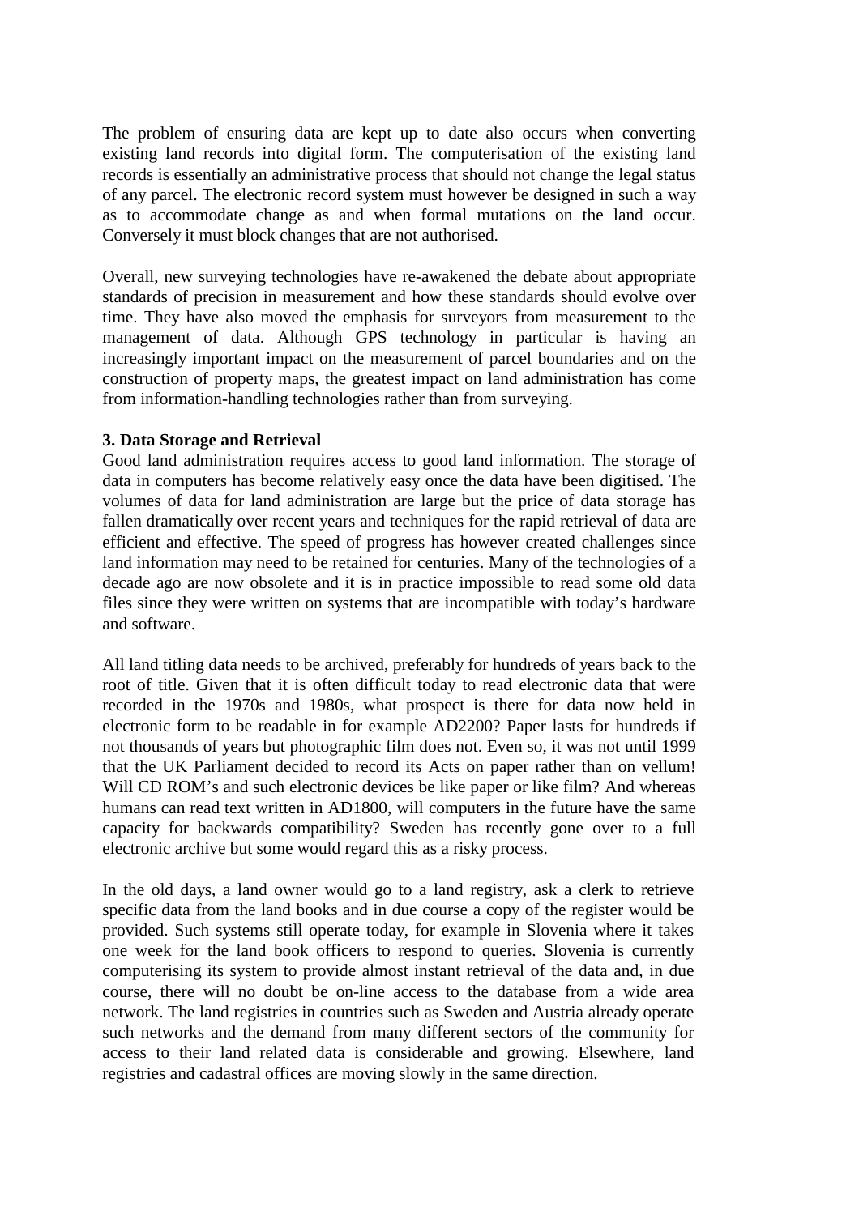The problem of ensuring data are kept up to date also occurs when converting existing land records into digital form. The computerisation of the existing land records is essentially an administrative process that should not change the legal status of any parcel. The electronic record system must however be designed in such a way as to accommodate change as and when formal mutations on the land occur. Conversely it must block changes that are not authorised.

Overall, new surveying technologies have re-awakened the debate about appropriate standards of precision in measurement and how these standards should evolve over time. They have also moved the emphasis for surveyors from measurement to the management of data. Although GPS technology in particular is having an increasingly important impact on the measurement of parcel boundaries and on the construction of property maps, the greatest impact on land administration has come from information-handling technologies rather than from surveying.

**3. Data Storage and Retrieval**

Good land administration requires access to good land information. The storage of data in computers has become relatively easy once the data have been digitised. The volumes of data for land administration are large but the price of data storage has fallen dramatically over recent years and techniques for the rapid retrieval of data are efficient and effective. The speed of progress has however created challenges since land information may need to be retained for centuries. Many of the technologies of a decade ago are now obsolete and it is in practice impossible to read some old data files since they were written on systems that are incompatible with today's hardware and software.

All land titling data needs to be archived, preferably for hundreds of years back to the root of title. Given that it is often difficult today to read electronic data that were recorded in the 1970s and 1980s, what prospect is there for data now held in electronic form to be readable in for example AD2200? Paper lasts for hundreds if not thousands of years but photographic film does not. Even so, it was not until 1999 that the UK Parliament decided to record its Acts on paper rather than on vellum! Will CD ROM's and such electronic devices be like paper or like film? And whereas humans can read text written in AD1800, will computers in the future have the same capacity for backwards compatibility? Sweden has recently gone over to a full electronic archive but some would regard this as a risky process.

In the old days, a land owner would go to a land registry, ask a clerk to retrieve specific data from the land books and in due course a copy of the register would be provided. Such systems still operate today, for example in Slovenia where it takes one week for the land book officers to respond to queries. Slovenia is currently computerising its system to provide almost instant retrieval of the data and, in due course, there will no doubt be on-line access to the database from a wide area network. The land registries in countries such as Sweden and Austria already operate such networks and the demand from many different sectors of the community for access to their land related data is considerable and growing. Elsewhere, land registries and cadastral offices are moving slowly in the same direction.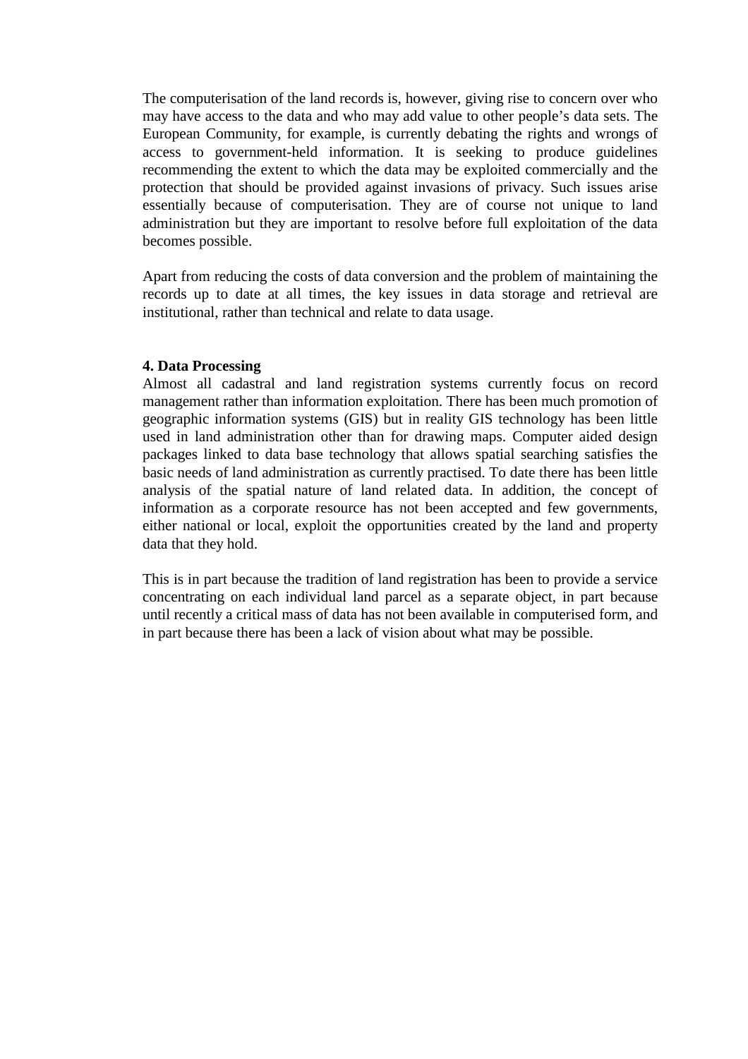The computerisation of the land records is, however, giving rise to concern over who may have access to the data and who may add value to other people's data sets. The European Community, for example, is currently debating the rights and wrongs of access to government-held information. It is seeking to produce guidelines recommending the extent to which the data may be exploited commercially and the protection that should be provided against invasions of privacy. Such issues arise essentially because of computerisation. They are of course not unique to land administration but they are important to resolve before full exploitation of the data becomes possible.

Apart from reducing the costs of data conversion and the problem of maintaining the records up to date at all times, the key issues in data storage and retrieval are institutional, rather than technical and relate to data usage.

## 4. Data Processing

Almost all cadastral and land registration systems currently focus on record management rather than information exploitation. There has been much promotion of geographic information systems (GIS) but in reality GIS technology has been little used in land administration other than for drawing maps. Computer aided design packages linked to data base technology that allows spatial searching satisfies the basic needs of land administration as currently practised. To date there has been little analysis of the spatial nature of land related data. In addition, the concept of information as a corporate resource has not been accepted and few governments, either national or local, exploit the opportunities created by the land and property data that they hold.

This is in part because the tradition of land registration has been to provide a service concentrating on each individual land parcel as a separate object, in part because until recently a critical mass of data has not been available in computerised form, and in part because there has been a lack of vision about what may be possible.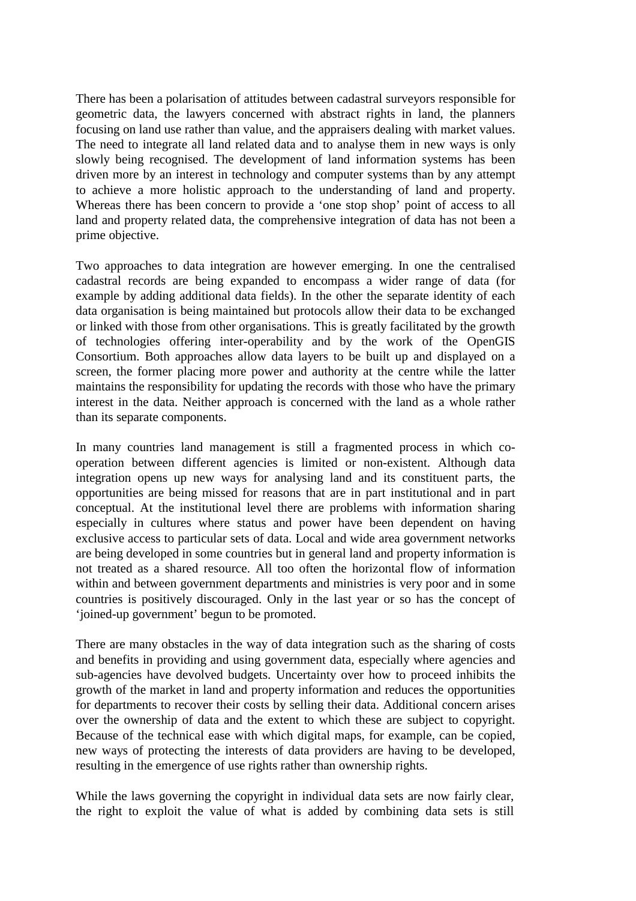There has been a polarisation of attitudes between cadastral surveyors responsible for geometric data, the lawyers concerned with abstract rights in land, the planners focusing on land use rather than value, and the appraisers dealing with market values. The need to integrate all land related data and to analyse them in new ways is only slowly being recognised. The development of land information systems has been driven more by an interest in technology and computer systems than by any attempt to achieve a more holistic approach to the understanding of land and property. Whereas there has been concern to provide a 'one stop shop' point of access to all land and property related data, the comprehensive integration of data has not been a prime objective.

Two approaches to data integration are however emerging. In one the centralised cadastral records are being expanded to encompass a wider range of data (for example by adding additional data fields). In the other the separate identity of each data organisation is being maintained but protocols allow their data to be exchanged or linked with those from other organisations. This is greatly facilitated by the growth of technologies offering inter-operability and by the work of the OpenGIS Consortium. Both approaches allow data layers to be built up and displayed on a screen, the former placing more power and authority at the centre while the latter maintains the responsibility for updating the records with those who have the primary interest in the data. Neither approach is concerned with the land as a whole rather than its separate components.

In many countries land management is still a fragmented process in which co-operation between different agencies is limited or non-existent. Although data integration opens up new ways for analysing land and its constituent parts, the opportunities are being missed for reasons that are in part institutional and in part conceptual. At the institutional level there are problems with information sharing especially in cultures where status and power have been dependent on having exclusive access to particular sets of data. Local and wide area government networks are being developed in some countries but in general land and property information is not treated as a shared resource. All too often the horizontal flow of information within and between government departments and ministries is very poor and in some countries is positively discouraged. Only in the last year or so has the concept of 'joined-up government' begun to be promoted.

There are many obstacles in the way of data integration such as the sharing of costs and benefits in providing and using government data, especially where agencies and sub-agencies have devolved budgets. Uncertainty over how to proceed inhibits the growth of the market in land and property information and reduces the opportunities for departments to recover their costs by selling their data. Additional concern arises over the ownership of data and the extent to which these are subject to copyright. Because of the technical ease with which digital maps, for example, can be copied, new ways of protecting the interests of data providers are having to be developed, resulting in the emergence of use rights rather than ownership rights.

While the laws governing the copyright in individual data sets are now fairly clear, the right to exploit the value of what is added by combining data sets is still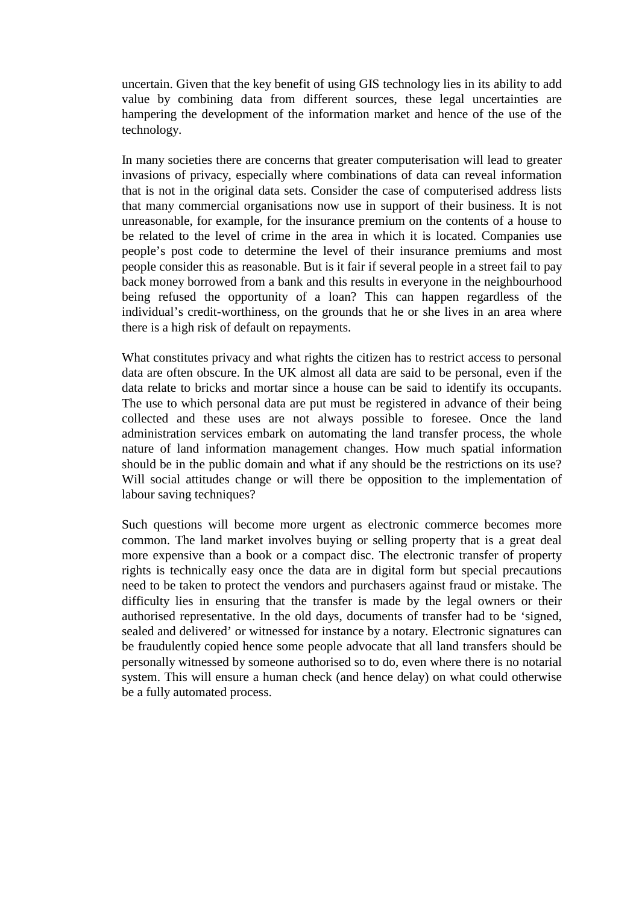uncertain. Given that the key benefit of using GIS technology lies in its ability to add value by combining data from different sources, these legal uncertainties are hampering the development of the information market and hence of the use of the technology.

In many societies there are concerns that greater computerisation will lead to greater invasions of privacy, especially where combinations of data can reveal information that is not in the original data sets. Consider the case of computerised address lists that many commercial organisations now use in support of their business. It is not unreasonable, for example, for the insurance premium on the contents of a house to be related to the level of crime in the area in which it is located. Companies use people's post code to determine the level of their insurance premiums and most people consider this as reasonable. But is it fair if several people in a street fail to pay back money borrowed from a bank and this results in everyone in the neighbourhood being refused the opportunity of a loan? This can happen regardless of the individual's credit-worthiness, on the grounds that he or she lives in an area where there is a high risk of default on repayments.

What constitutes privacy and what rights the citizen has to restrict access to personal data are often obscure. In the UK almost all data are said to be personal, even if the data relate to bricks and mortar since a house can be said to identify its occupants. The use to which personal data are put must be registered in advance of their being collected and these uses are not always possible to foresee. Once the land administration services embark on automating the land transfer process, the whole nature of land information management changes. How much spatial information should be in the public domain and what if any should be the restrictions on its use? Will social attitudes change or will there be opposition to the implementation of labour saving techniques?

Such questions will become more urgent as electronic commerce becomes more common. The land market involves buying or selling property that is a great deal more expensive than a book or a compact disc. The electronic transfer of property rights is technically easy once the data are in digital form but special precautions need to be taken to protect the vendors and purchasers against fraud or mistake. The difficulty lies in ensuring that the transfer is made by the legal owners or their authorised representative. In the old days, documents of transfer had to be 'signed, sealed and delivered' or witnessed for instance by a notary. Electronic signatures can be fraudulently copied hence some people advocate that all land transfers should be personally witnessed by someone authorised so to do, even where there is no notarial system. This will ensure a human check (and hence delay) on what could otherwise be a fully automated process.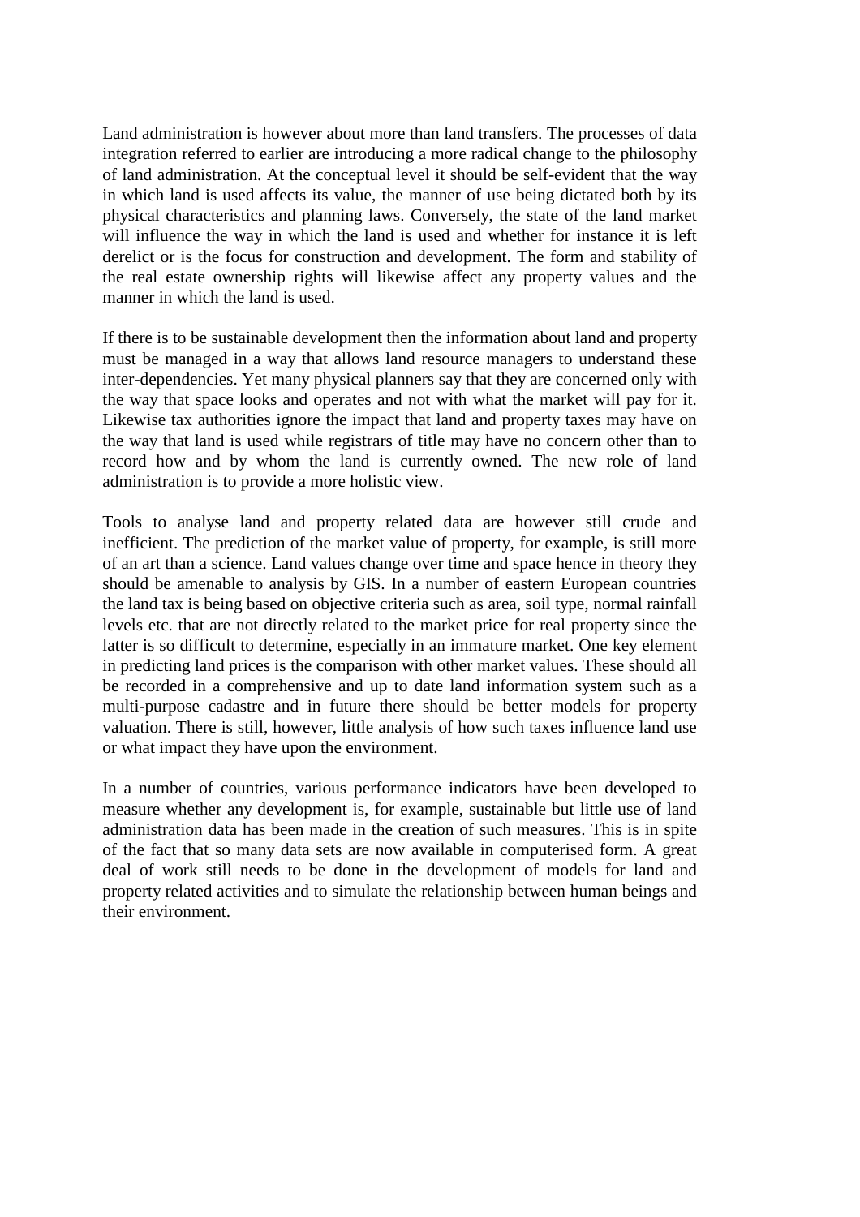Land administration is however about more than land transfers. The processes of data integration referred to earlier are introducing a more radical change to the philosophy of land administration. At the conceptual level it should be self-evident that the way in which land is used affects its value, the manner of use being dictated both by its physical characteristics and planning laws. Conversely, the state of the land market will influence the way in which the land is used and whether for instance it is left derelict or is the focus for construction and development. The form and stability of the real estate ownership rights will likewise affect any property values and the manner in which the land is used.

If there is to be sustainable development then the information about land and property must be managed in a way that allows land resource managers to understand these inter-dependencies. Yet many physical planners say that they are concerned only with the way that space looks and operates and not with what the market will pay for it. Likewise tax authorities ignore the impact that land and property taxes may have on the way that land is used while registrars of title may have no concern other than to record how and by whom the land is currently owned. The new role of land administration is to provide a more holistic view.

Tools to analyse land and property related data are however still crude and inefficient. The prediction of the market value of property, for example, is still more of an art than a science. Land values change over time and space hence in theory they should be amenable to analysis by GIS. In a number of eastern European countries the land tax is being based on objective criteria such as area, soil type, normal rainfall levels etc. that are not directly related to the market price for real property since the latter is so difficult to determine, especially in an immature market. One key element in predicting land prices is the comparison with other market values. These should all be recorded in a comprehensive and up to date land information system such as a multi-purpose cadastre and in future there should be better models for property valuation. There is still, however, little analysis of how such taxes influence land use or what impact they have upon the environment.

In a number of countries, various performance indicators have been developed to measure whether any development is, for example, sustainable but little use of land administration data has been made in the creation of such measures. This is in spite of the fact that so many data sets are now available in computerised form. A great deal of work still needs to be done in the development of models for land and property related activities and to simulate the relationship between human beings and their environment.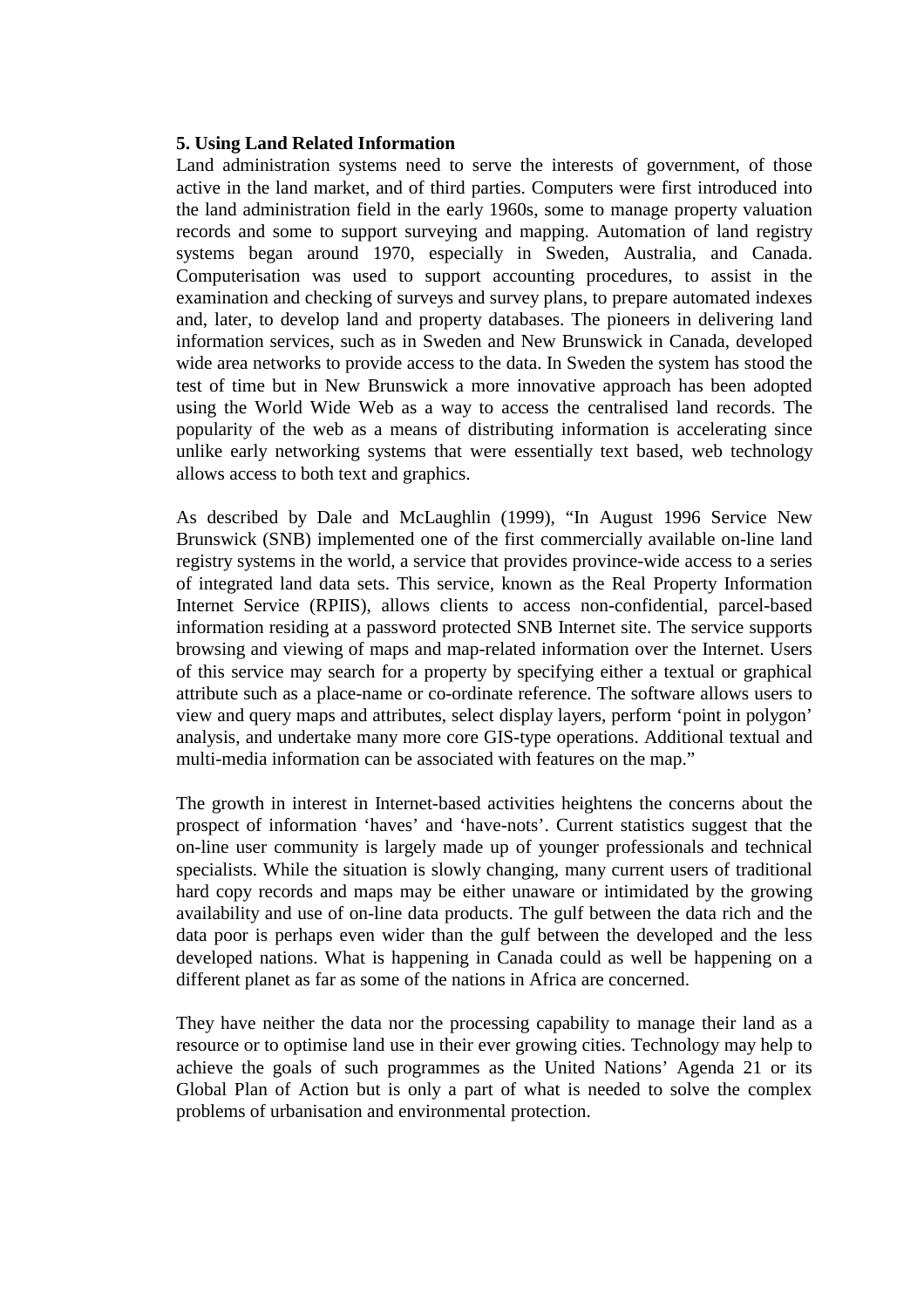**5. Using Land Related Information**

Land administration systems need to serve the interests of government, of those active in the land market, and of third parties. Computers were first introduced into the land administration field in the early 1960s, some to manage property valuation records and some to support surveying and mapping. Automation of land registry systems began around 1970, especially in Sweden, Australia, and Canada. Computerisation was used to support accounting procedures, to assist in the examination and checking of surveys and survey plans, to prepare automated indexes and, later, to develop land and property databases. The pioneers in delivering land information services, such as in Sweden and New Brunswick in Canada, developed wide area networks to provide access to the data. In Sweden the system has stood the test of time but in New Brunswick a more innovative approach has been adopted using the World Wide Web as a way to access the centralised land records. The popularity of the web as a means of distributing information is accelerating since unlike early networking systems that were essentially text based, web technology allows access to both text and graphics.

As described by Dale and McLaughlin (1999), "In August 1996 Service New Brunswick (SNB) implemented one of the first commercially available on-line land registry systems in the world, a service that provides province-wide access to a series of integrated land data sets. This service, known as the Real Property Information Internet Service (RPIIS), allows clients to access non-confidential, parcel-based information residing at a password protected SNB Internet site. The service supports browsing and viewing of maps and map-related information over the Internet. Users of this service may search for a property by specifying either a textual or graphical attribute such as a place-name or co-ordinate reference. The software allows users to view and query maps and attributes, select display layers, perform 'point in polygon' analysis, and undertake many more core GIS-type operations. Additional textual and multi-media information can be associated with features on the map."

The growth in interest in Internet-based activities heightens the concerns about the prospect of information 'haves' and 'have-nots'. Current statistics suggest that the on-line user community is largely made up of younger professionals and technical specialists. While the situation is slowly changing, many current users of traditional hard copy records and maps may be either unaware or intimidated by the growing availability and use of on-line data products. The gulf between the data rich and the data poor is perhaps even wider than the gulf between the developed and the less developed nations. What is happening in Canada could as well be happening on a different planet as far as some of the nations in Africa are concerned.

They have neither the data nor the processing capability to manage their land as a resource or to optimise land use in their ever growing cities. Technology may help to achieve the goals of such programmes as the United Nations' Agenda 21 or its Global Plan of Action but is only a part of what is needed to solve the complex problems of urbanisation and environmental protection.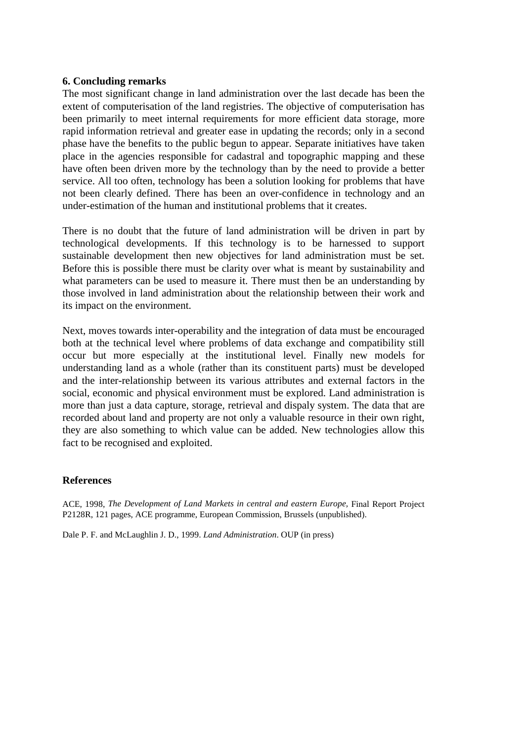## 6. Concluding remarks

The most significant change in land administration over the last decade has been the extent of computerisation of the land registries. The objective of computerisation has been primarily to meet internal requirements for more efficient data storage, more rapid information retrieval and greater ease in updating the records; only in a second phase have the benefits to the public begun to appear. Separate initiatives have taken place in the agencies responsible for cadastral and topographic mapping and these have often been driven more by the technology than by the need to provide a better service. All too often, technology has been a solution looking for problems that have not been clearly defined. There has been an over-confidence in technology and an under-estimation of the human and institutional problems that it creates.

There is no doubt that the future of land administration will be driven in part by technological developments. If this technology is to be harnessed to support sustainable development then new objectives for land administration must be set. Before this is possible there must be clarity over what is meant by sustainability and what parameters can be used to measure it. There must then be an understanding by those involved in land administration about the relationship between their work and its impact on the environment.

Next, moves towards inter-operability and the integration of data must be encouraged both at the technical level where problems of data exchange and compatibility still occur but more especially at the institutional level. Finally new models for understanding land as a whole (rather than its constituent parts) must be developed and the inter-relationship between its various attributes and external factors in the social, economic and physical environment must be explored. Land administration is more than just a data capture, storage, retrieval and dispaly system. The data that are recorded about land and property are not only a valuable resource in their own right, they are also something to which value can be added. New technologies allow this fact to be recognised and exploited.

## References

ACE, 1998, *The Development of Land Markets in central and eastern Europe,* Final Report Project P2128R, 121 pages, ACE programme, European Commission, Brussels (unpublished).

Dale P. F. and McLaughlin J. D., 1999. *Land Administration*. OUP (in press)